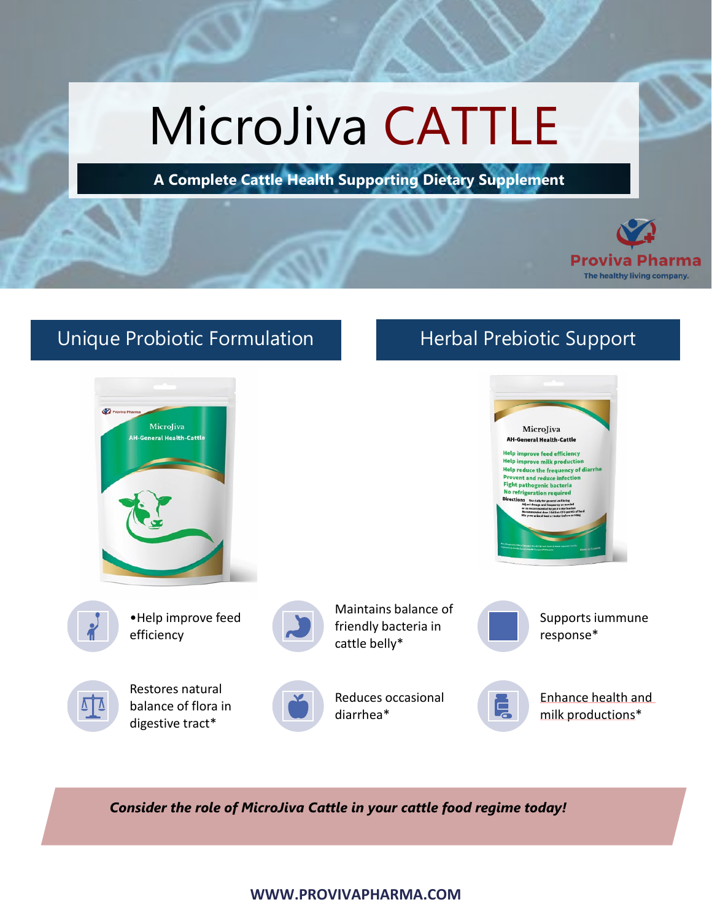# MicroJiva CATTLE

**A Complete Cattle Health Supporting Dietary Supplement**

Proviva Pharma

The healthy living company.

## Unique Probiotic Formulation

## Herbal Prebiotic Support

- •Help improve feed efficiency
- Maintains balance of friendly bacteria in cattle belly*
- Supports iummune response*
- Restores natural balance of flora in digestive tract*
- Reduces occasional diarrhea*
- Enhance health and milk productions*

***Consider the role of MicroJiva Cattle in your cattle food regime today!***

**WWW.PROVIVAPHARMA.COM**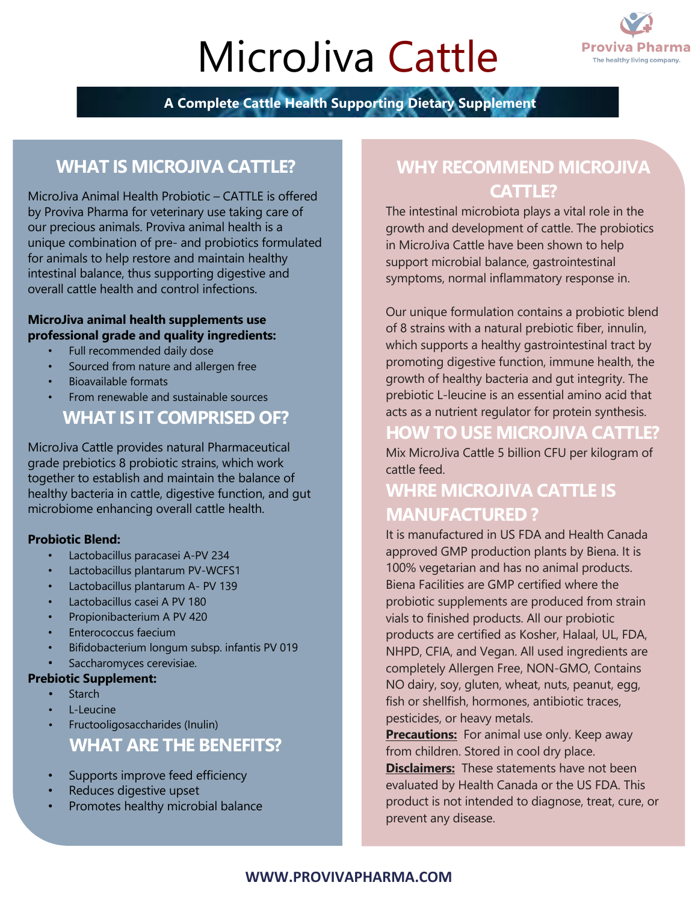# MicroJiva Cattle

Proviva Pharma
The healthy living company.

**A Complete Cattle Health Supporting Dietary Supplement**

## WHAT IS MICROJIVA CATTLE?

MicroJiva Animal Health Probiotic – CATTLE is offered by Proviva Pharma for veterinary use taking care of our precious animals. Proviva animal health is a unique combination of pre- and probiotics formulated for animals to help restore and maintain healthy intestinal balance, thus supporting digestive and overall cattle health and control infections.

**MicroJiva animal health supplements use professional grade and quality ingredients:**

- Full recommended daily dose
- Sourced from nature and allergen free
- Bioavailable formats
- From renewable and sustainable sources

## WHAT IS IT COMPRISED OF?

MicroJiva Cattle provides natural Pharmaceutical grade prebiotics 8 probiotic strains, which work together to establish and maintain the balance of healthy bacteria in cattle, digestive function, and gut microbiome enhancing overall cattle health.

**Probiotic Blend:**

- Lactobacillus paracasei A-PV 234
- Lactobacillus plantarum PV-WCFS1
- Lactobacillus plantarum A- PV 139
- Lactobacillus casei A PV 180
- Propionibacterium A PV 420
- Enterococcus faecium
- Bifidobacterium longum subsp. infantis PV 019
- Saccharomyces cerevisiae.

**Prebiotic Supplement:**

- Starch
- L-Leucine
- Fructooligosaccharides (Inulin)

## WHAT ARE THE BENEFITS?

- Supports improve feed efficiency
- Reduces digestive upset
- Promotes healthy microbial balance

## WHY RECOMMEND MICROJIVA CATTLE?

The intestinal microbiota plays a vital role in the growth and development of cattle. The probiotics in MicroJiva Cattle have been shown to help support microbial balance, gastrointestinal symptoms, normal inflammatory response in.

Our unique formulation contains a probiotic blend of 8 strains with a natural prebiotic fiber, innulin, which supports a healthy gastrointestinal tract by promoting digestive function, immune health, the growth of healthy bacteria and gut integrity. The prebiotic L-leucine is an essential amino acid that acts as a nutrient regulator for protein synthesis.

## HOW TO USE MICROJIVA CATTLE?

Mix MicroJiva Cattle 5 billion CFU per kilogram of cattle feed.

## WHRE MICROJIVA CATTLE IS MANUFACTURED ?

It is manufactured in US FDA and Health Canada approved GMP production plants by Biena. It is 100% vegetarian and has no animal products. Biena Facilities are GMP certified where the probiotic supplements are produced from strain vials to finished products. All our probiotic products are certified as Kosher, Halaal, UL, FDA, NHPD, CFIA, and Vegan. All used ingredients are completely Allergen Free, NON-GMO, Contains NO dairy, soy, gluten, wheat, nuts, peanut, egg, fish or shellfish, hormones, antibiotic traces, pesticides, or heavy metals.

**Precautions:** For animal use only. Keep away from children. Stored in cool dry place.

**Disclaimers:** These statements have not been evaluated by Health Canada or the US FDA. This product is not intended to diagnose, treat, cure, or prevent any disease.

**WWW.PROVIVAPHARMA.COM**